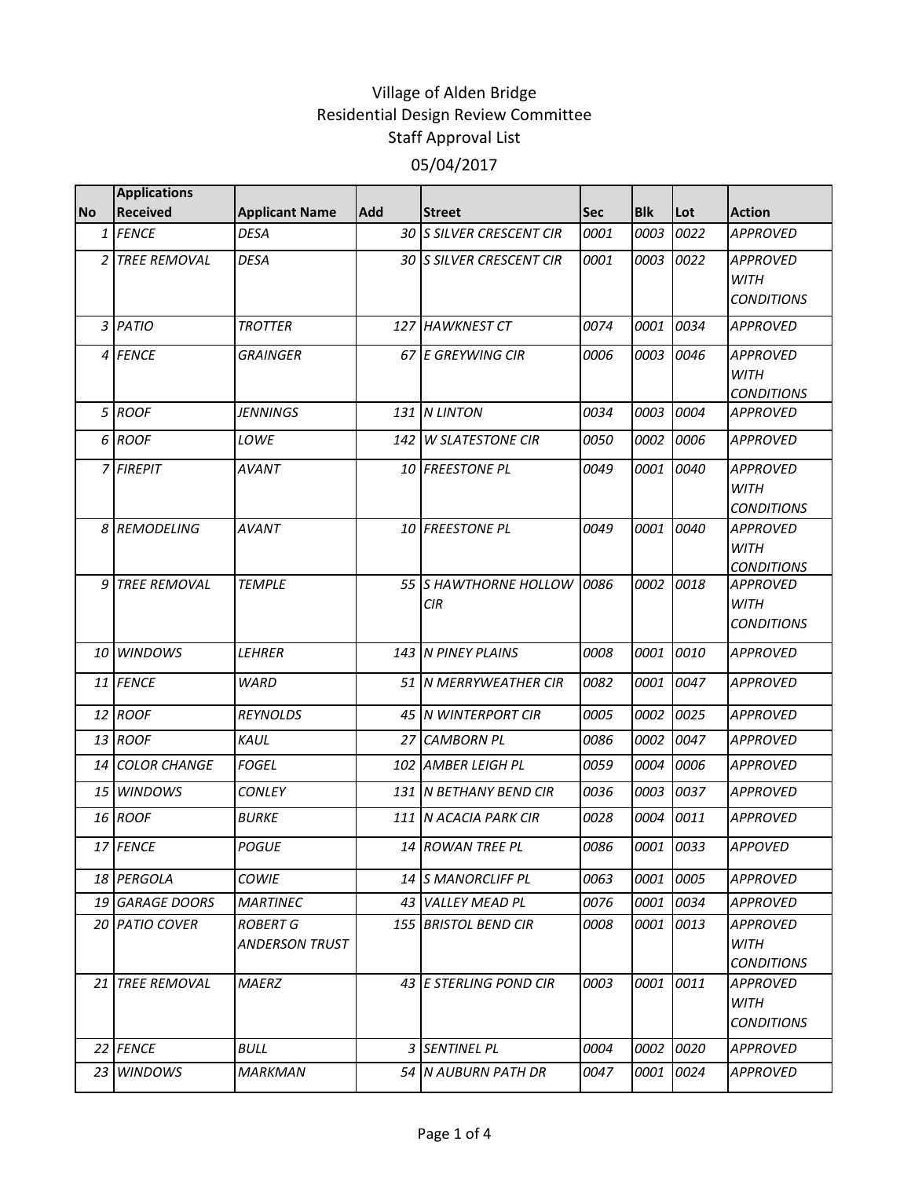# Village of Alden Bridge
## Residential Design Review Committee
## Staff Approval List
## 05/04/2017

| No | Applications Received | Applicant Name | Add | Street | Sec | Blk | Lot | Action |
|---|---|---|---|---|---|---|---|---|
| 1 | FENCE | DESA | 30 | S SILVER CRESCENT CIR | 0001 | 0003 | 0022 | APPROVED |
| 2 | TREE REMOVAL | DESA | 30 | S SILVER CRESCENT CIR | 0001 | 0003 | 0022 | APPROVED WITH CONDITIONS |
| 3 | PATIO | TROTTER | 127 | HAWKNEST CT | 0074 | 0001 | 0034 | APPROVED |
| 4 | FENCE | GRAINGER | 67 | E GREYWING CIR | 0006 | 0003 | 0046 | APPROVED WITH CONDITIONS |
| 5 | ROOF | JENNINGS | 131 | N LINTON | 0034 | 0003 | 0004 | APPROVED |
| 6 | ROOF | LOWE | 142 | W SLATESTONE CIR | 0050 | 0002 | 0006 | APPROVED |
| 7 | FIREPIT | AVANT | 10 | FREESTONE PL | 0049 | 0001 | 0040 | APPROVED WITH CONDITIONS |
| 8 | REMODELING | AVANT | 10 | FREESTONE PL | 0049 | 0001 | 0040 | APPROVED WITH CONDITIONS |
| 9 | TREE REMOVAL | TEMPLE | 55 | S HAWTHORNE HOLLOW CIR | 0086 | 0002 | 0018 | APPROVED WITH CONDITIONS |
| 10 | WINDOWS | LEHRER | 143 | N PINEY PLAINS | 0008 | 0001 | 0010 | APPROVED |
| 11 | FENCE | WARD | 51 | N MERRYWEATHER CIR | 0082 | 0001 | 0047 | APPROVED |
| 12 | ROOF | REYNOLDS | 45 | N WINTERPORT CIR | 0005 | 0002 | 0025 | APPROVED |
| 13 | ROOF | KAUL | 27 | CAMBORN PL | 0086 | 0002 | 0047 | APPROVED |
| 14 | COLOR CHANGE | FOGEL | 102 | AMBER LEIGH PL | 0059 | 0004 | 0006 | APPROVED |
| 15 | WINDOWS | CONLEY | 131 | N BETHANY BEND CIR | 0036 | 0003 | 0037 | APPROVED |
| 16 | ROOF | BURKE | 111 | N ACACIA PARK CIR | 0028 | 0004 | 0011 | APPROVED |
| 17 | FENCE | POGUE | 14 | ROWAN TREE PL | 0086 | 0001 | 0033 | APPOVED |
| 18 | PERGOLA | COWIE | 14 | S MANORCLIFF PL | 0063 | 0001 | 0005 | APPROVED |
| 19 | GARAGE DOORS | MARTINEC | 43 | VALLEY MEAD PL | 0076 | 0001 | 0034 | APPROVED |
| 20 | PATIO COVER | ROBERT G ANDERSON TRUST | 155 | BRISTOL BEND CIR | 0008 | 0001 | 0013 | APPROVED WITH CONDITIONS |
| 21 | TREE REMOVAL | MAERZ | 43 | E STERLING POND CIR | 0003 | 0001 | 0011 | APPROVED WITH CONDITIONS |
| 22 | FENCE | BULL | 3 | SENTINEL PL | 0004 | 0002 | 0020 | APPROVED |
| 23 | WINDOWS | MARKMAN | 54 | N AUBURN PATH DR | 0047 | 0001 | 0024 | APPROVED |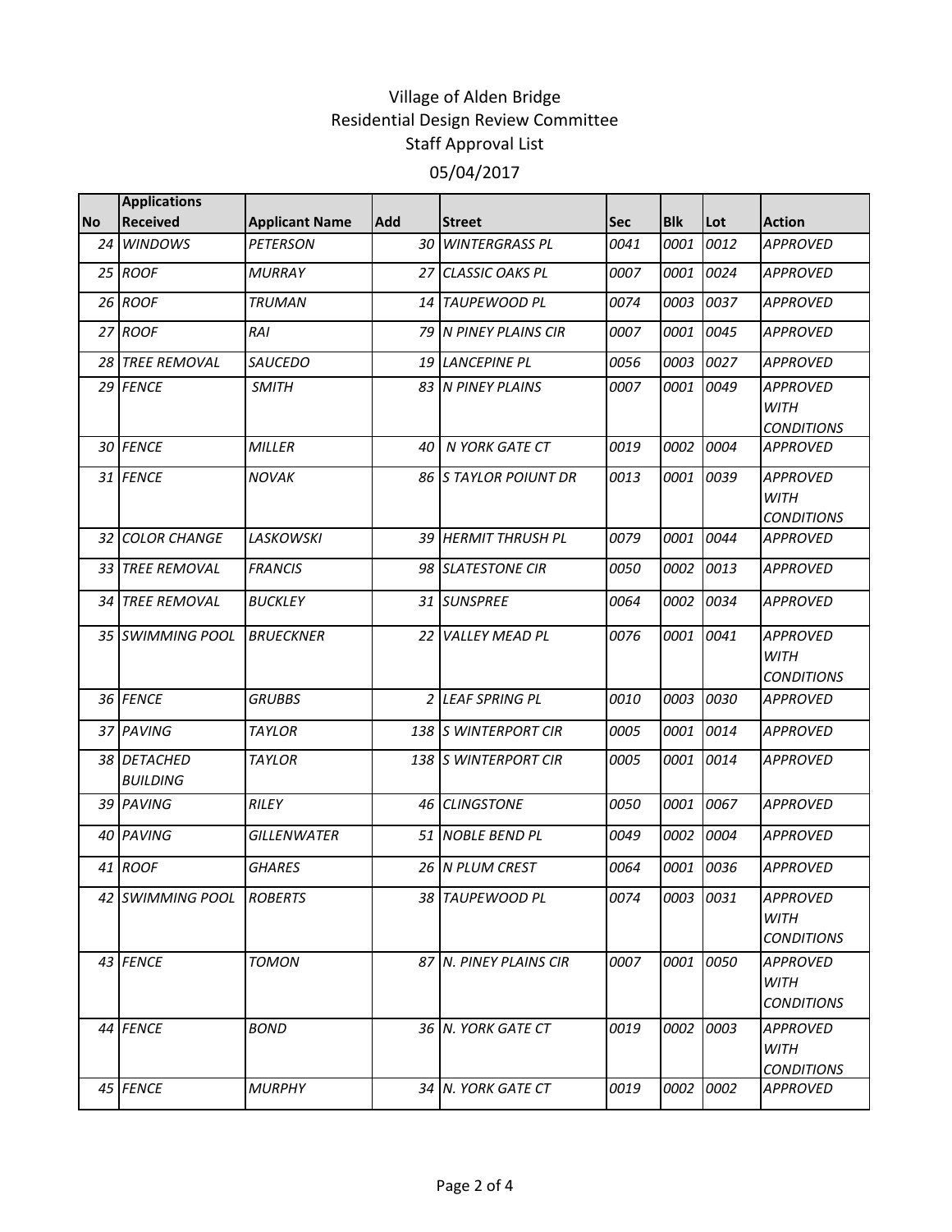Village of Alden Bridge
Residential Design Review Committee
Staff Approval List

05/04/2017

| No | Applications Received | Applicant Name | Add | Street | Sec | Blk | Lot | Action |
|---|---|---|---|---|---|---|---|---|
| *24* | *WINDOWS* | *PETERSON* | *30* | *WINTERGRASS PL* | *0041* | *0001* | *0012* | *APPROVED* |
| *25* | *ROOF* | *MURRAY* | *27* | *CLASSIC OAKS PL* | *0007* | *0001* | *0024* | *APPROVED* |
| *26* | *ROOF* | *TRUMAN* | *14* | *TAUPEWOOD PL* | *0074* | *0003* | *0037* | *APPROVED* |
| *27* | *ROOF* | *RAI* | *79* | *N PINEY PLAINS CIR* | *0007* | *0001* | *0045* | *APPROVED* |
| *28* | *TREE REMOVAL* | *SAUCEDO* | *19* | *LANCEPINE PL* | *0056* | *0003* | *0027* | *APPROVED* |
| *29* | *FENCE* | *SMITH* | *83* | *N PINEY PLAINS* | *0007* | *0001* | *0049* | *APPROVED WITH CONDITIONS* |
| *30* | *FENCE* | *MILLER* | *40* | *N YORK GATE CT* | *0019* | *0002* | *0004* | *APPROVED* |
| *31* | *FENCE* | *NOVAK* | *86* | *S TAYLOR POIUNT DR* | *0013* | *0001* | *0039* | *APPROVED WITH CONDITIONS* |
| *32* | *COLOR CHANGE* | *LASKOWSKI* | *39* | *HERMIT THRUSH PL* | *0079* | *0001* | *0044* | *APPROVED* |
| *33* | *TREE REMOVAL* | *FRANCIS* | *98* | *SLATESTONE CIR* | *0050* | *0002* | *0013* | *APPROVED* |
| *34* | *TREE REMOVAL* | *BUCKLEY* | *31* | *SUNSPREE* | *0064* | *0002* | *0034* | *APPROVED* |
| *35* | *SWIMMING POOL* | *BRUECKNER* | *22* | *VALLEY MEAD PL* | *0076* | *0001* | *0041* | *APPROVED WITH CONDITIONS* |
| *36* | *FENCE* | *GRUBBS* | *2* | *LEAF SPRING PL* | *0010* | *0003* | *0030* | *APPROVED* |
| *37* | *PAVING* | *TAYLOR* | *138* | *S WINTERPORT CIR* | *0005* | *0001* | *0014* | *APPROVED* |
| *38* | *DETACHED BUILDING* | *TAYLOR* | *138* | *S WINTERPORT CIR* | *0005* | *0001* | *0014* | *APPROVED* |
| *39* | *PAVING* | *RILEY* | *46* | *CLINGSTONE* | *0050* | *0001* | *0067* | *APPROVED* |
| *40* | *PAVING* | *GILLENWATER* | *51* | *NOBLE BEND PL* | *0049* | *0002* | *0004* | *APPROVED* |
| *41* | *ROOF* | *GHARES* | *26* | *N PLUM CREST* | *0064* | *0001* | *0036* | *APPROVED* |
| *42* | *SWIMMING POOL* | *ROBERTS* | *38* | *TAUPEWOOD PL* | *0074* | *0003* | *0031* | *APPROVED WITH CONDITIONS* |
| *43* | *FENCE* | *TOMON* | *87* | *N. PINEY PLAINS CIR* | *0007* | *0001* | *0050* | *APPROVED WITH CONDITIONS* |
| *44* | *FENCE* | *BOND* | *36* | *N. YORK GATE CT* | *0019* | *0002* | *0003* | *APPROVED WITH CONDITIONS* |
| *45* | *FENCE* | *MURPHY* | *34* | *N. YORK GATE CT* | *0019* | *0002* | *0002* | *APPROVED* |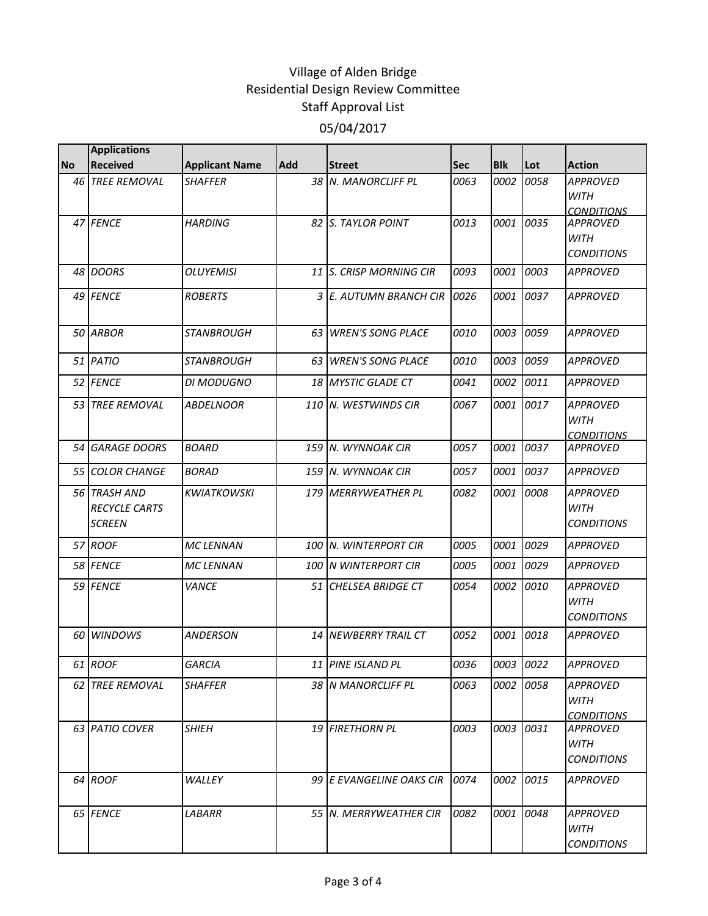# Village of Alden Bridge
## Residential Design Review Committee
## Staff Approval List
## 05/04/2017

| No | Applications Received | Applicant Name | Add | Street | Sec | Blk | Lot | Action |
|---|---|---|---|---|---|---|---|---|
| 46 | TREE REMOVAL | SHAFFER | 38 | N. MANORCLIFF PL | 0063 | 0002 | 0058 | APPROVED WITH CONDITIONS |
| 47 | FENCE | HARDING | 82 | S. TAYLOR POINT | 0013 | 0001 | 0035 | APPROVED WITH CONDITIONS |
| 48 | DOORS | OLUYEMISI | 11 | S. CRISP MORNING CIR | 0093 | 0001 | 0003 | APPROVED |
| 49 | FENCE | ROBERTS | 3 | E. AUTUMN BRANCH CIR | 0026 | 0001 | 0037 | APPROVED |
| 50 | ARBOR | STANBROUGH | 63 | WREN'S SONG PLACE | 0010 | 0003 | 0059 | APPROVED |
| 51 | PATIO | STANBROUGH | 63 | WREN'S SONG PLACE | 0010 | 0003 | 0059 | APPROVED |
| 52 | FENCE | DI MODUGNO | 18 | MYSTIC GLADE CT | 0041 | 0002 | 0011 | APPROVED |
| 53 | TREE REMOVAL | ABDELNOOR | 110 | N. WESTWINDS CIR | 0067 | 0001 | 0017 | APPROVED WITH CONDITIONS |
| 54 | GARAGE DOORS | BOARD | 159 | N. WYNNOAK CIR | 0057 | 0001 | 0037 | APPROVED |
| 55 | COLOR CHANGE | BORAD | 159 | N. WYNNOAK CIR | 0057 | 0001 | 0037 | APPROVED |
| 56 | TRASH AND RECYCLE CARTS SCREEN | KWIATKOWSKI | 179 | MERRYWEATHER PL | 0082 | 0001 | 0008 | APPROVED WITH CONDITIONS |
| 57 | ROOF | MC LENNAN | 100 | N. WINTERPORT CIR | 0005 | 0001 | 0029 | APPROVED |
| 58 | FENCE | MC LENNAN | 100 | N WINTERPORT CIR | 0005 | 0001 | 0029 | APPROVED |
| 59 | FENCE | VANCE | 51 | CHELSEA BRIDGE CT | 0054 | 0002 | 0010 | APPROVED WITH CONDITIONS |
| 60 | WINDOWS | ANDERSON | 14 | NEWBERRY TRAIL CT | 0052 | 0001 | 0018 | APPROVED |
| 61 | ROOF | GARCIA | 11 | PINE ISLAND PL | 0036 | 0003 | 0022 | APPROVED |
| 62 | TREE REMOVAL | SHAFFER | 38 | N MANORCLIFF PL | 0063 | 0002 | 0058 | APPROVED WITH CONDITIONS |
| 63 | PATIO COVER | SHIEH | 19 | FIRETHORN PL | 0003 | 0003 | 0031 | APPROVED WITH CONDITIONS |
| 64 | ROOF | WALLEY | 99 | E EVANGELINE OAKS CIR | 0074 | 0002 | 0015 | APPROVED |
| 65 | FENCE | LABARR | 55 | N. MERRYWEATHER CIR | 0082 | 0001 | 0048 | APPROVED WITH CONDITIONS |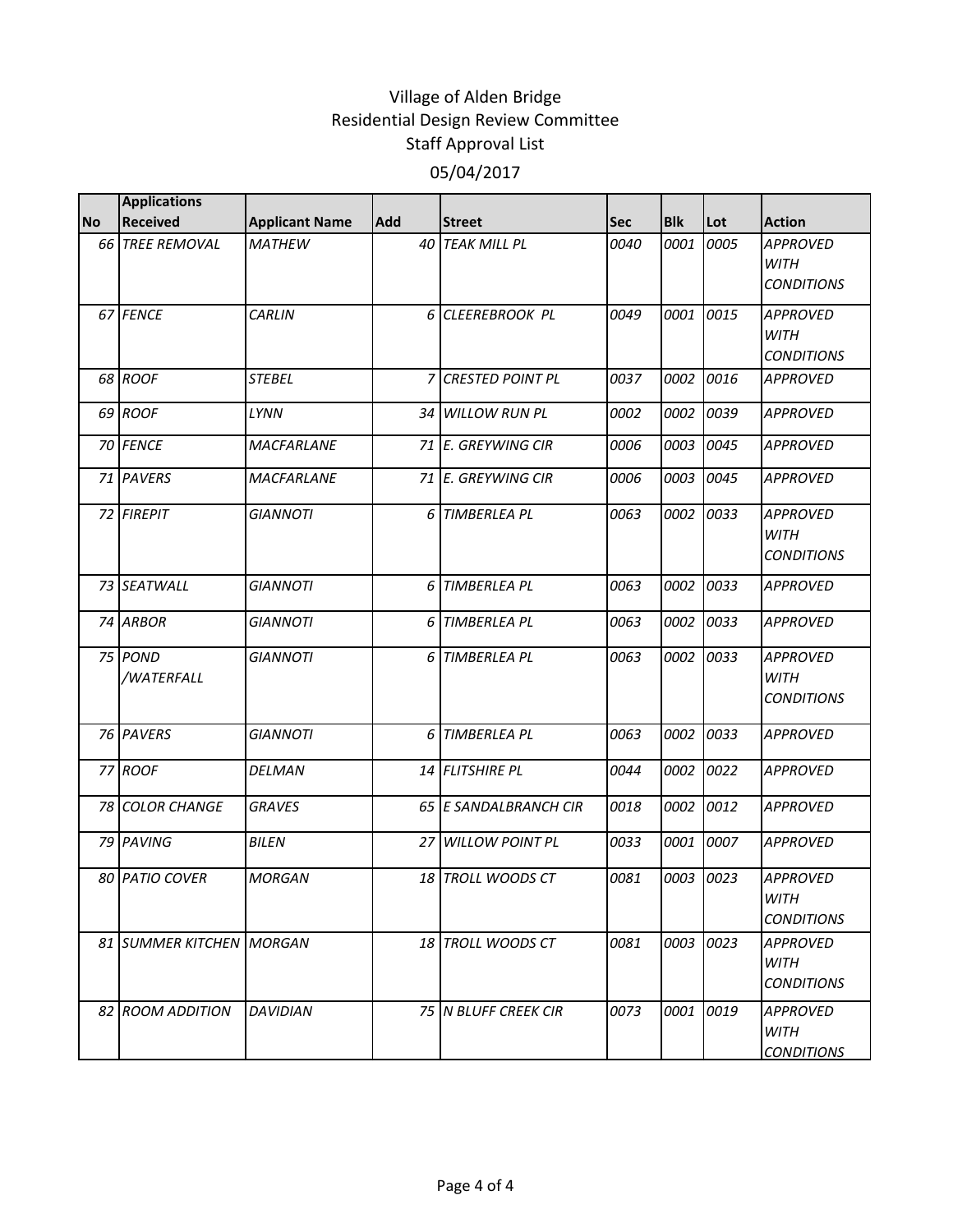# Village of Alden Bridge
## Residential Design Review Committee
## Staff Approval List
## 05/04/2017

| No | Applications Received | Applicant Name | Add | Street | Sec | Blk | Lot | Action |
|---|---|---|---|---|---|---|---|---|
| 66 | *TREE REMOVAL* | *MATHEW* | 40 | *TEAK MILL PL* | *0040* | *0001* | *0005* | *APPROVED WITH CONDITIONS* |
| 67 | *FENCE* | *CARLIN* | 6 | *CLEEREBROOK PL* | *0049* | *0001* | *0015* | *APPROVED WITH CONDITIONS* |
| 68 | *ROOF* | *STEBEL* | 7 | *CRESTED POINT PL* | *0037* | *0002* | *0016* | *APPROVED* |
| 69 | *ROOF* | *LYNN* | 34 | *WILLOW RUN PL* | *0002* | *0002* | *0039* | *APPROVED* |
| 70 | *FENCE* | *MACFARLANE* | 71 | *E. GREYWING CIR* | *0006* | *0003* | *0045* | *APPROVED* |
| 71 | *PAVERS* | *MACFARLANE* | 71 | *E. GREYWING CIR* | *0006* | *0003* | *0045* | *APPROVED* |
| 72 | *FIREPIT* | *GIANNOTI* | 6 | *TIMBERLEA PL* | *0063* | *0002* | *0033* | *APPROVED WITH CONDITIONS* |
| 73 | *SEATWALL* | *GIANNOTI* | 6 | *TIMBERLEA PL* | *0063* | *0002* | *0033* | *APPROVED* |
| 74 | *ARBOR* | *GIANNOTI* | 6 | *TIMBERLEA PL* | *0063* | *0002* | *0033* | *APPROVED* |
| 75 | *POND /WATERFALL* | *GIANNOTI* | 6 | *TIMBERLEA PL* | *0063* | *0002* | *0033* | *APPROVED WITH CONDITIONS* |
| 76 | *PAVERS* | *GIANNOTI* | 6 | *TIMBERLEA PL* | *0063* | *0002* | *0033* | *APPROVED* |
| 77 | *ROOF* | *DELMAN* | 14 | *FLITSHIRE PL* | *0044* | *0002* | *0022* | *APPROVED* |
| 78 | *COLOR CHANGE* | *GRAVES* | 65 | *E SANDALBRANCH CIR* | *0018* | *0002* | *0012* | *APPROVED* |
| 79 | *PAVING* | *BILEN* | 27 | *WILLOW POINT PL* | *0033* | *0001* | *0007* | *APPROVED* |
| 80 | *PATIO COVER* | *MORGAN* | 18 | *TROLL WOODS CT* | *0081* | *0003* | *0023* | *APPROVED WITH CONDITIONS* |
| 81 | *SUMMER KITCHEN* | *MORGAN* | 18 | *TROLL WOODS CT* | *0081* | *0003* | *0023* | *APPROVED WITH CONDITIONS* |
| 82 | *ROOM ADDITION* | *DAVIDIAN* | 75 | *N BLUFF CREEK CIR* | *0073* | *0001* | *0019* | *APPROVED WITH CONDITIONS* |